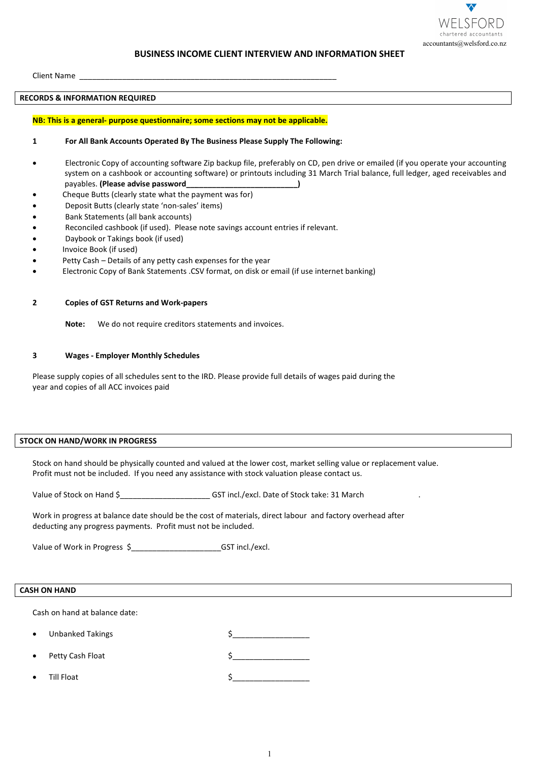WELSFORD
chartered accountants
accountants@welsford.co.nz

# BUSINESS INCOME CLIENT INTERVIEW AND INFORMATION SHEET

Client Name ______________________________________________________________

## RECORDS & INFORMATION REQUIRED

**NB: This is a general- purpose questionnaire; some sections may not be applicable.**

### 1 For All Bank Accounts Operated By The Business Please Supply The Following:

- Electronic Copy of accounting software Zip backup file, preferably on CD, pen drive or emailed (if you operate your accounting system on a cashbook or accounting software) or printouts including 31 March Trial balance, full ledger, aged receivables and payables. **(Please advise password___________________________)**
- Cheque Butts (clearly state what the payment was for)
- Deposit Butts (clearly state 'non-sales' items)
- Bank Statements (all bank accounts)
- Reconciled cashbook (if used). Please note savings account entries if relevant.
- Daybook or Takings book (if used)
- Invoice Book (if used)
- Petty Cash – Details of any petty cash expenses for the year
- Electronic Copy of Bank Statements .CSV format, on disk or email (if use internet banking)

### 2 Copies of GST Returns and Work-papers

**Note:** We do not require creditors statements and invoices.

### 3 Wages - Employer Monthly Schedules

Please supply copies of all schedules sent to the IRD. Please provide full details of wages paid during the year and copies of all ACC invoices paid

## STOCK ON HAND/WORK IN PROGRESS

Stock on hand should be physically counted and valued at the lower cost, market selling value or replacement value. Profit must not be included. If you need any assistance with stock valuation please contact us.

Value of Stock on Hand $_____________________ GST incl./excl. Date of Stock take: 31 March .

Work in progress at balance date should be the cost of materials, direct labour and factory overhead after deducting any progress payments. Profit must not be included.

Value of Work in Progress $_____________________GST incl./excl.

## CASH ON HAND

Cash on hand at balance date:

- Unbanked Takings $__________________
- Petty Cash Float $__________________
- Till Float $__________________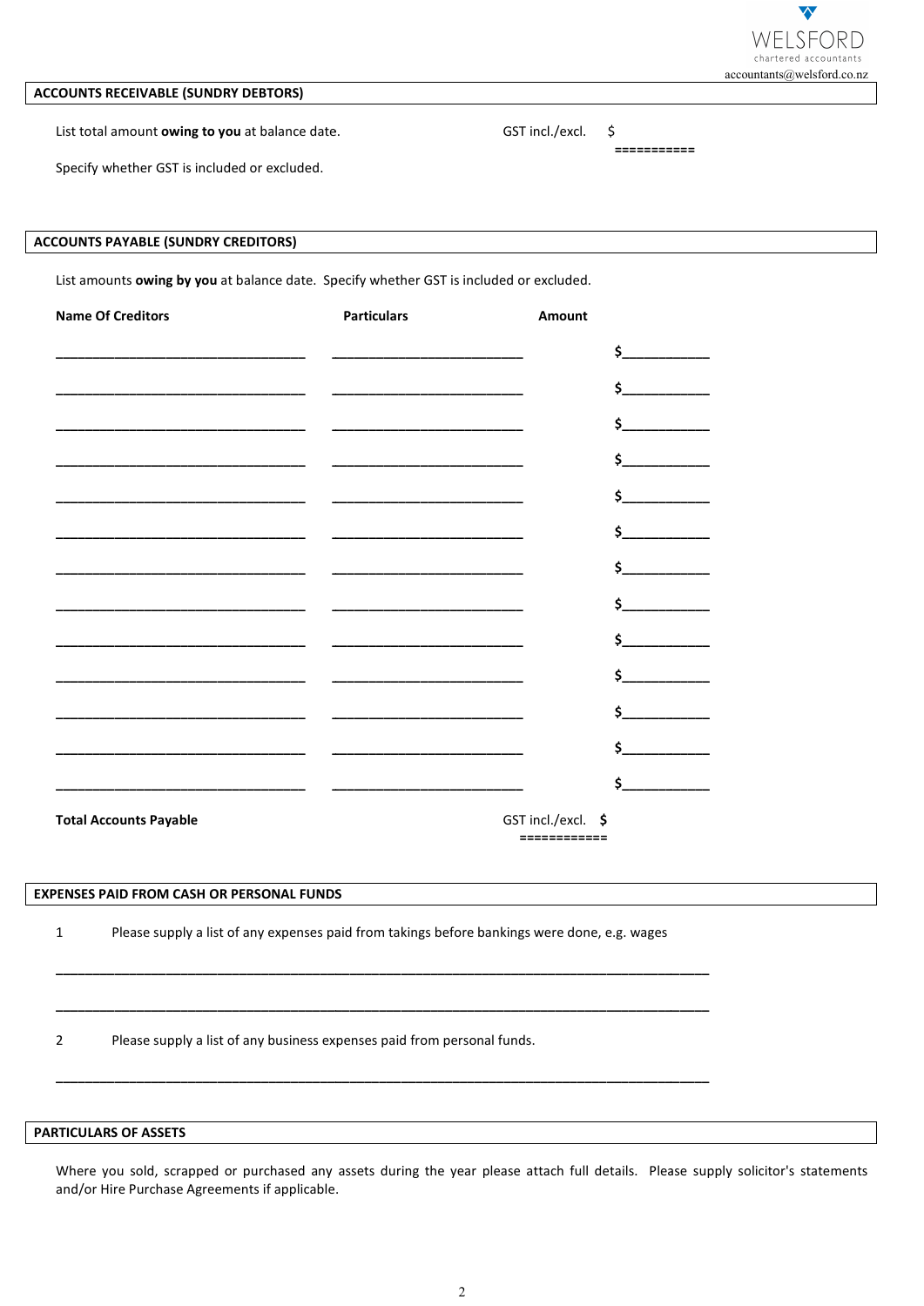WELSFORD
chartered accountants
accountants@welsford.co.nz

## ACCOUNTS RECEIVABLE (SUNDRY DEBTORS)

List total amount **owing to you** at balance date. GST incl./excl. $

===========

Specify whether GST is included or excluded.

## ACCOUNTS PAYABLE (SUNDRY CREDITORS)

List amounts **owing by you** at balance date. Specify whether GST is included or excluded.

| Name Of Creditors | Particulars | Amount |
|---|---|---|
| ________________________ | ____________________ | $__________ |
| ________________________ | ____________________ | $__________ |
| ________________________ | ____________________ | $__________ |
| ________________________ | ____________________ | $__________ |
| ________________________ | ____________________ | $__________ |
| ________________________ | ____________________ | $__________ |
| ________________________ | ____________________ | $__________ |
| ________________________ | ____________________ | $__________ |
| ________________________ | ____________________ | $__________ |
| ________________________ | ____________________ | $__________ |
| ________________________ | ____________________ | $__________ |
| ________________________ | ____________________ | $__________ |
| ________________________ | ____________________ | $__________ |

**Total Accounts Payable** GST incl./excl. **$**

============

## EXPENSES PAID FROM CASH OR PERSONAL FUNDS

1 Please supply a list of any expenses paid from takings before bankings were done, e.g. wages

______________________________________________________________________

______________________________________________________________________

2 Please supply a list of any business expenses paid from personal funds.

______________________________________________________________________

## PARTICULARS OF ASSETS

Where you sold, scrapped or purchased any assets during the year please attach full details. Please supply solicitor's statements and/or Hire Purchase Agreements if applicable.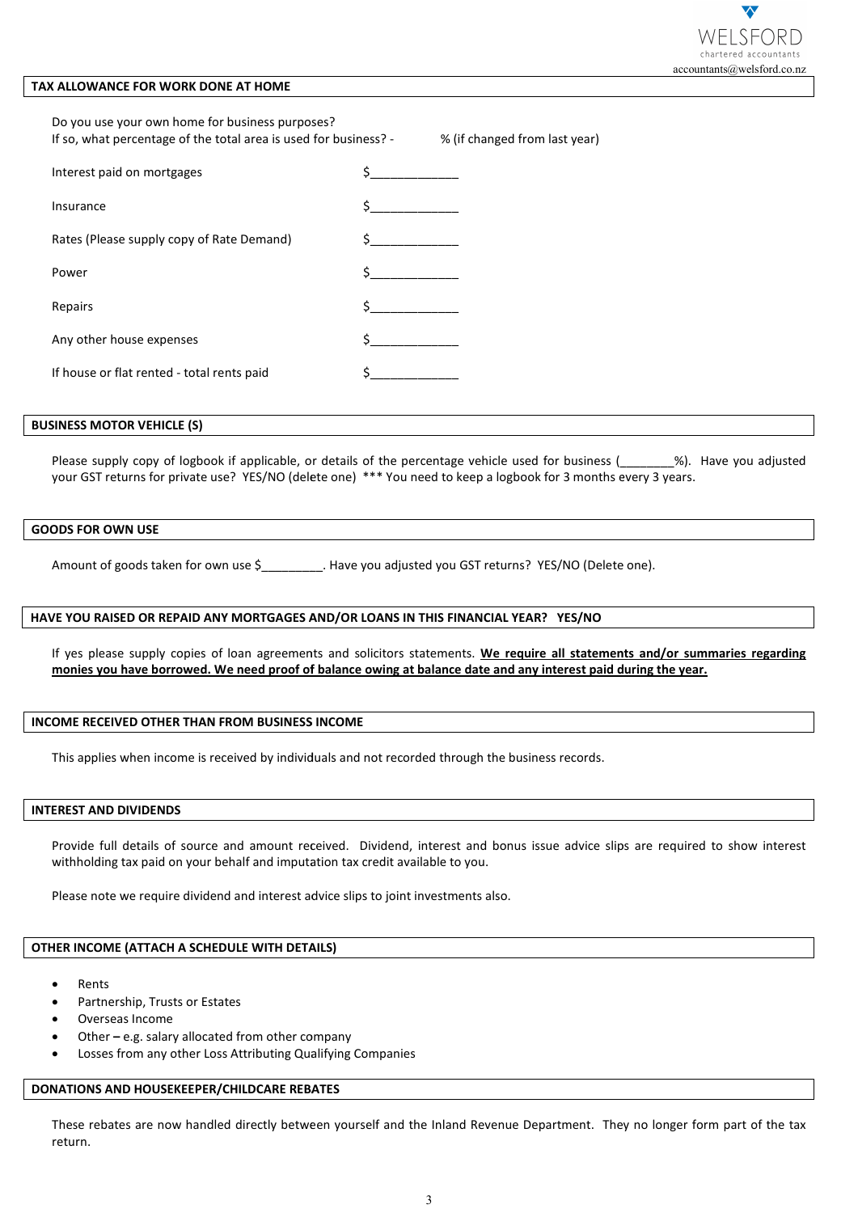## TAX ALLOWANCE FOR WORK DONE AT HOME

Do you use your own home for business purposes?
If so, what percentage of the total area is used for business? - % (if changed from last year)

Interest paid on mortgages $____________

Insurance $____________

Rates (Please supply copy of Rate Demand) $____________

Power $____________

Repairs $____________

Any other house expenses $____________

If house or flat rented - total rents paid $____________

## BUSINESS MOTOR VEHICLE (S)

Please supply copy of logbook if applicable, or details of the percentage vehicle used for business (________%). Have you adjusted your GST returns for private use? YES/NO (delete one) *** You need to keep a logbook for 3 months every 3 years.

## GOODS FOR OWN USE

Amount of goods taken for own use $_________. Have you adjusted you GST returns? YES/NO (Delete one).

## HAVE YOU RAISED OR REPAID ANY MORTGAGES AND/OR LOANS IN THIS FINANCIAL YEAR? YES/NO

If yes please supply copies of loan agreements and solicitors statements. **We require all statements and/or summaries regarding monies you have borrowed. We need proof of balance owing at balance date and any interest paid during the year.**

## INCOME RECEIVED OTHER THAN FROM BUSINESS INCOME

This applies when income is received by individuals and not recorded through the business records.

## INTEREST AND DIVIDENDS

Provide full details of source and amount received. Dividend, interest and bonus issue advice slips are required to show interest withholding tax paid on your behalf and imputation tax credit available to you.

Please note we require dividend and interest advice slips to joint investments also.

## OTHER INCOME (ATTACH A SCHEDULE WITH DETAILS)

- Rents
- Partnership, Trusts or Estates
- Overseas Income
- Other – e.g. salary allocated from other company
- Losses from any other Loss Attributing Qualifying Companies

## DONATIONS AND HOUSEKEEPER/CHILDCARE REBATES

These rebates are now handled directly between yourself and the Inland Revenue Department. They no longer form part of the tax return.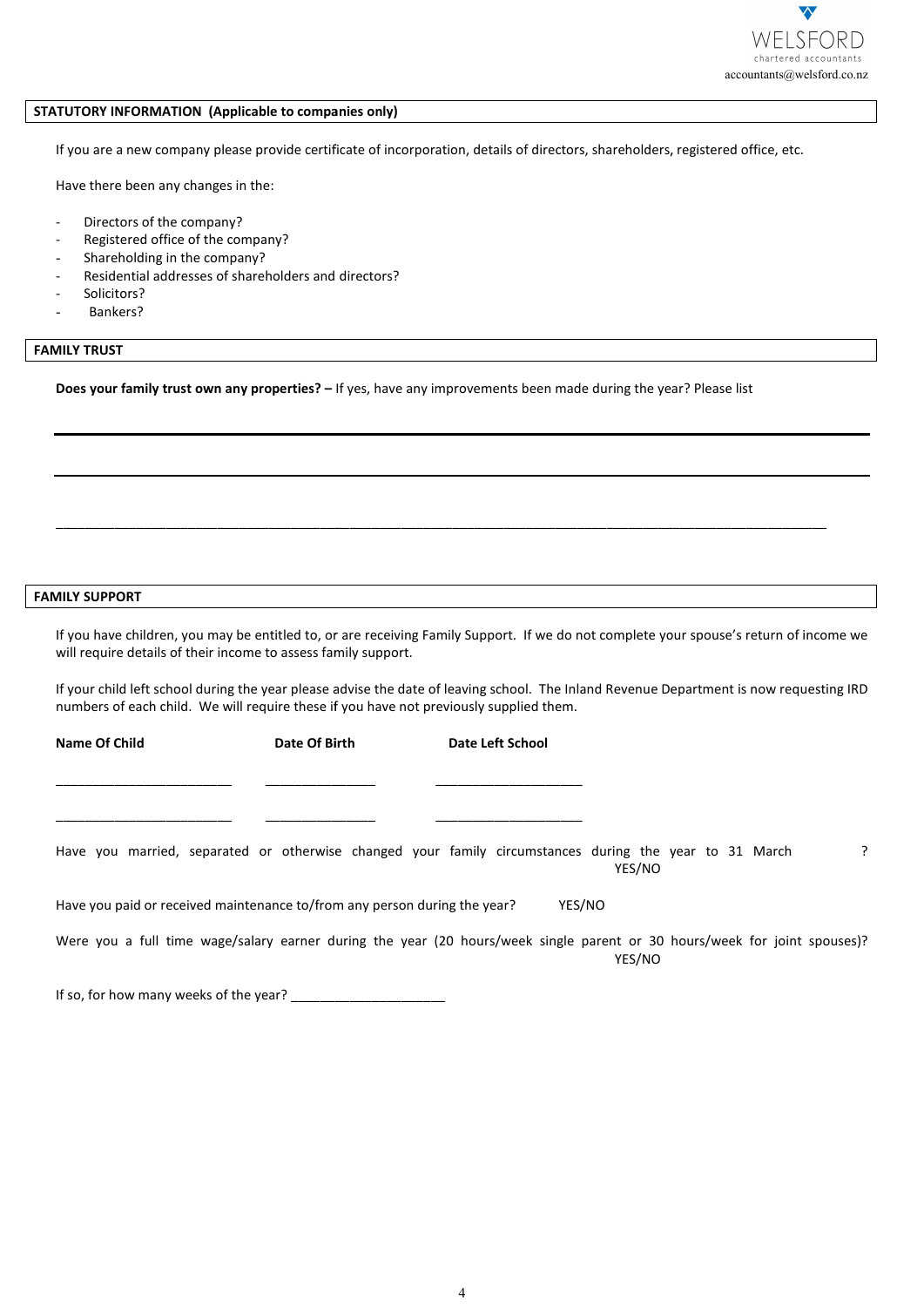## STATUTORY INFORMATION (Applicable to companies only)

If you are a new company please provide certificate of incorporation, details of directors, shareholders, registered office, etc.

Have there been any changes in the:

- Directors of the company?
- Registered office of the company?
- Shareholding in the company?
- Residential addresses of shareholders and directors?
- Solicitors?
- Bankers?

## FAMILY TRUST

**Does your family trust own any properties? –** If yes, have any improvements been made during the year? Please list

_______________________________________________________________________________

_______________________________________________________________________________

_______________________________________________________________________________

## FAMILY SUPPORT

If you have children, you may be entitled to, or are receiving Family Support. If we do not complete your spouse's return of income we will require details of their income to assess family support.

If your child left school during the year please advise the date of leaving school. The Inland Revenue Department is now requesting IRD numbers of each child. We will require these if you have not previously supplied them.

| Name Of Child | Date Of Birth | Date Left School |
|---|---|---|
| ________________________ | _______________ | ____________________ |
| ________________________ | _______________ | ____________________ |

Have you married, separated or otherwise changed your family circumstances during the year to 31 March ? YES/NO

Have you paid or received maintenance to/from any person during the year? YES/NO

Were you a full time wage/salary earner during the year (20 hours/week single parent or 30 hours/week for joint spouses)? YES/NO

If so, for how many weeks of the year? _____________________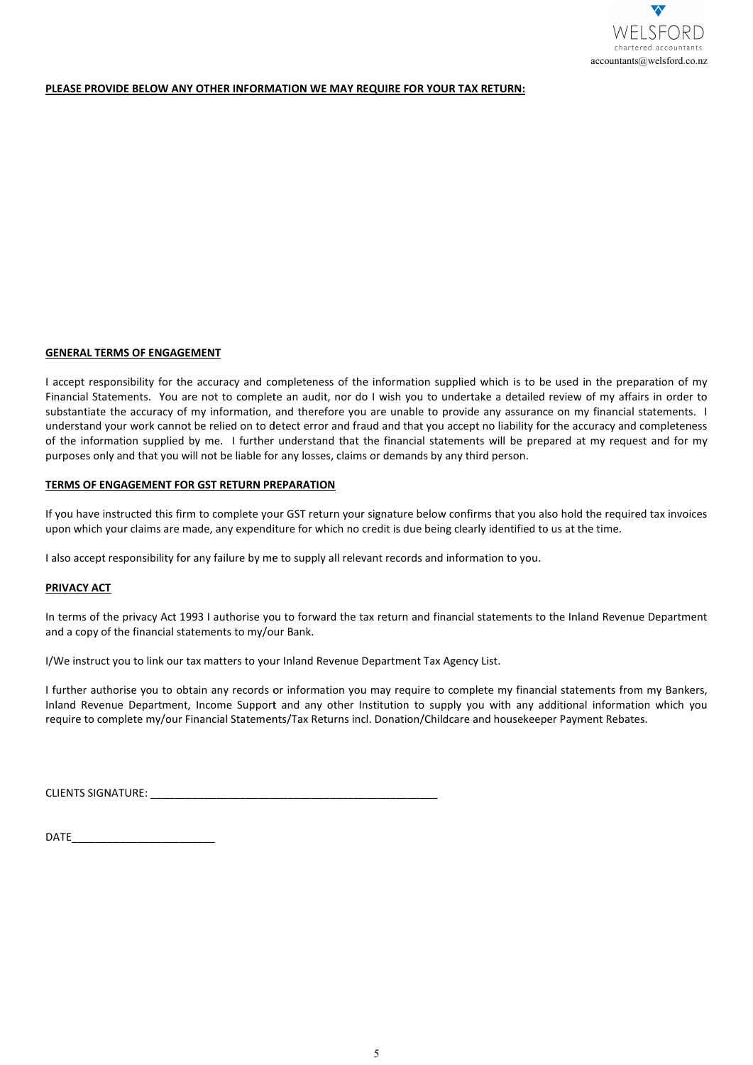WELSFORD
chartered accountants
accountants@welsford.co.nz

**PLEASE PROVIDE BELOW ANY OTHER INFORMATION WE MAY REQUIRE FOR YOUR TAX RETURN:**

**GENERAL TERMS OF ENGAGEMENT**

I accept responsibility for the accuracy and completeness of the information supplied which is to be used in the preparation of my Financial Statements. You are not to complete an audit, nor do I wish you to undertake a detailed review of my affairs in order to substantiate the accuracy of my information, and therefore you are unable to provide any assurance on my financial statements. I understand your work cannot be relied on to detect error and fraud and that you accept no liability for the accuracy and completeness of the information supplied by me. I further understand that the financial statements will be prepared at my request and for my purposes only and that you will not be liable for any losses, claims or demands by any third person.

**TERMS OF ENGAGEMENT FOR GST RETURN PREPARATION**

If you have instructed this firm to complete your GST return your signature below confirms that you also hold the required tax invoices upon which your claims are made, any expenditure for which no credit is due being clearly identified to us at the time.

I also accept responsibility for any failure by me to supply all relevant records and information to you.

**PRIVACY ACT**

In terms of the privacy Act 1993 I authorise you to forward the tax return and financial statements to the Inland Revenue Department and a copy of the financial statements to my/our Bank.

I/We instruct you to link our tax matters to your Inland Revenue Department Tax Agency List.

I further authorise you to obtain any records or information you may require to complete my financial statements from my Bankers, Inland Revenue Department, Income Support and any other Institution to supply you with any additional information which you require to complete my/our Financial Statements/Tax Returns incl. Donation/Childcare and housekeeper Payment Rebates.

CLIENTS SIGNATURE: ________________________________________________

DATE________________________